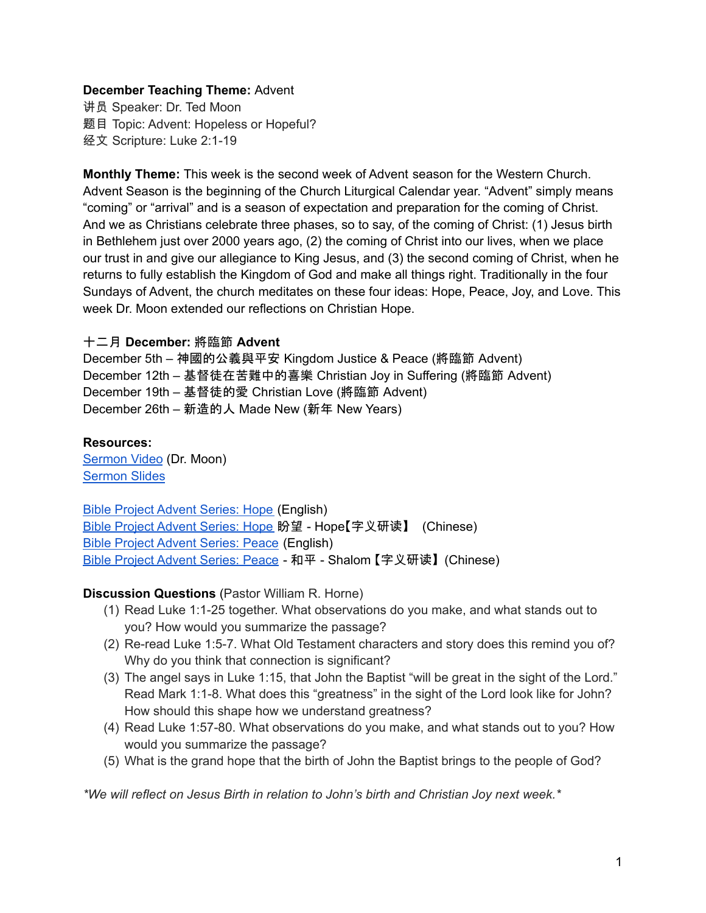**December Teaching Theme:** Advent
讲员 Speaker: Dr. Ted Moon
题目 Topic: Advent: Hopeless or Hopeful?
经文 Scripture: Luke 2:1-19

**Monthly Theme:** This week is the second week of Advent season for the Western Church. Advent Season is the beginning of the Church Liturgical Calendar year. "Advent" simply means "coming" or "arrival" and is a season of expectation and preparation for the coming of Christ. And we as Christians celebrate three phases, so to say, of the coming of Christ: (1) Jesus birth in Bethlehem just over 2000 years ago, (2) the coming of Christ into our lives, when we place our trust in and give our allegiance to King Jesus, and (3) the second coming of Christ, when he returns to fully establish the Kingdom of God and make all things right. Traditionally in the four Sundays of Advent, the church meditates on these four ideas: Hope, Peace, Joy, and Love. This week Dr. Moon extended our reflections on Christian Hope.

十二月 **December: 將臨節 Advent**
December 5th – 神國的公義與平安 Kingdom Justice & Peace (將臨節 Advent)
December 12th – 基督徒在苦難中的喜樂 Christian Joy in Suffering (將臨節 Advent)
December 19th – 基督徒的愛 Christian Love (將臨節 Advent)
December 26th – 新造的人 Made New (新年 New Years)

**Resources:**
Sermon Video (Dr. Moon)
Sermon Slides

Bible Project Advent Series: Hope (English)
Bible Project Advent Series: Hope 盼望 - Hope【字义研读】 (Chinese)
Bible Project Advent Series: Peace (English)
Bible Project Advent Series: Peace - 和平 - Shalom【字义研读】(Chinese)

**Discussion Questions** (Pastor William R. Horne)

1. Read Luke 1:1-25 together. What observations do you make, and what stands out to you? How would you summarize the passage?
2. Re-read Luke 1:5-7. What Old Testament characters and story does this remind you of? Why do you think that connection is significant?
3. The angel says in Luke 1:15, that John the Baptist "will be great in the sight of the Lord." Read Mark 1:1-8. What does this "greatness" in the sight of the Lord look like for John? How should this shape how we understand greatness?
4. Read Luke 1:57-80. What observations do you make, and what stands out to you? How would you summarize the passage?
5. What is the grand hope that the birth of John the Baptist brings to the people of God?

*\*We will reflect on Jesus Birth in relation to John's birth and Christian Joy next week.\**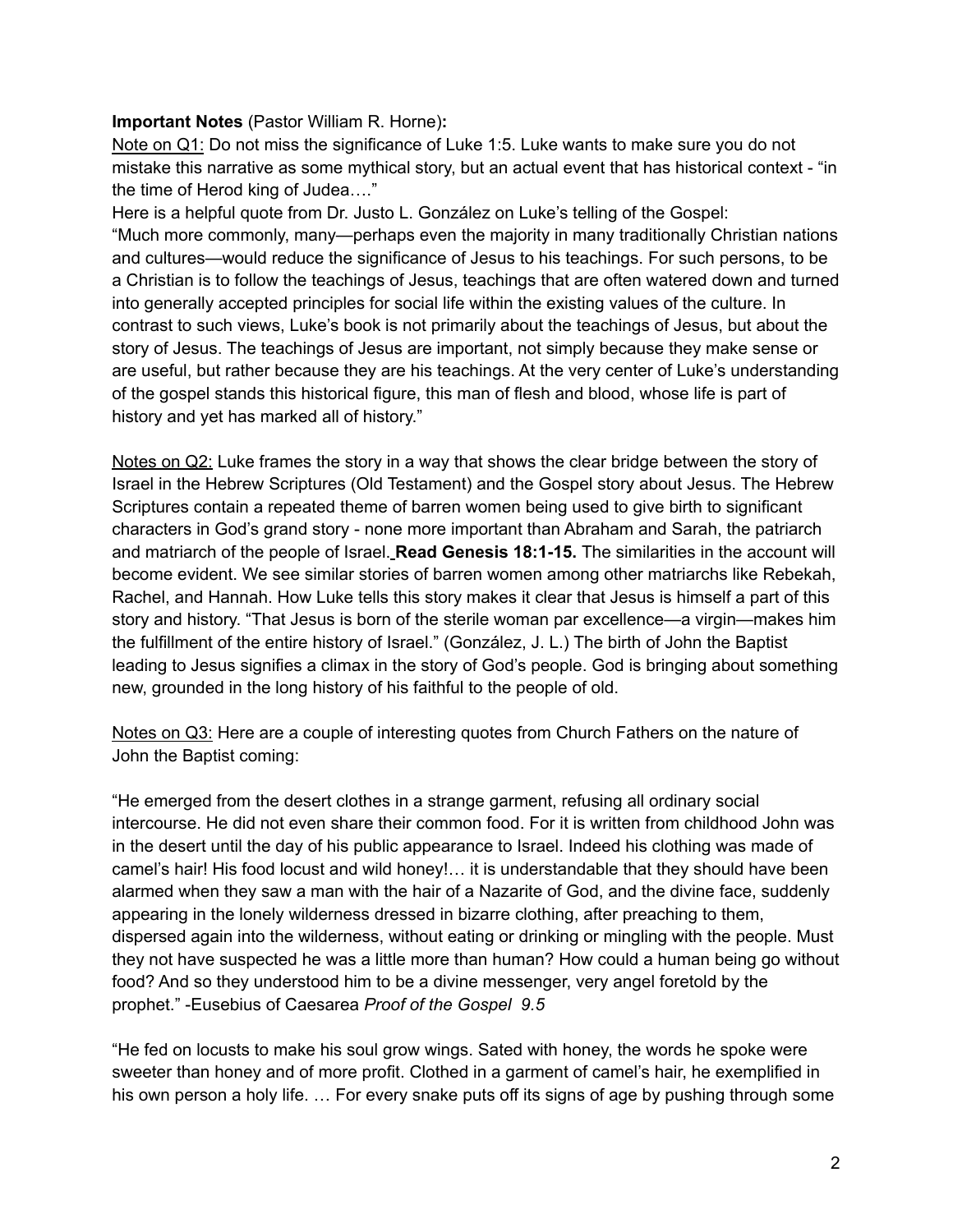**Important Notes** (Pastor William R. Horne)**:**

<u>Note on Q1:</u> Do not miss the significance of Luke 1:5. Luke wants to make sure you do not mistake this narrative as some mythical story, but an actual event that has historical context - "in the time of Herod king of Judea…."

Here is a helpful quote from Dr. Justo L. González on Luke's telling of the Gospel:

"Much more commonly, many—perhaps even the majority in many traditionally Christian nations and cultures—would reduce the significance of Jesus to his teachings. For such persons, to be a Christian is to follow the teachings of Jesus, teachings that are often watered down and turned into generally accepted principles for social life within the existing values of the culture. In contrast to such views, Luke's book is not primarily about the teachings of Jesus, but about the story of Jesus. The teachings of Jesus are important, not simply because they make sense or are useful, but rather because they are his teachings. At the very center of Luke's understanding of the gospel stands this historical figure, this man of flesh and blood, whose life is part of history and yet has marked all of history."

<u>Notes on Q2:</u> Luke frames the story in a way that shows the clear bridge between the story of Israel in the Hebrew Scriptures (Old Testament) and the Gospel story about Jesus. The Hebrew Scriptures contain a repeated theme of barren women being used to give birth to significant characters in God's grand story - none more important than Abraham and Sarah, the patriarch and matriarch of the people of Israel. **Read Genesis 18:1-15.** The similarities in the account will become evident. We see similar stories of barren women among other matriarchs like Rebekah, Rachel, and Hannah. How Luke tells this story makes it clear that Jesus is himself a part of this story and history. "That Jesus is born of the sterile woman par excellence—a virgin—makes him the fulfillment of the entire history of Israel." (González, J. L.) The birth of John the Baptist leading to Jesus signifies a climax in the story of God's people. God is bringing about something new, grounded in the long history of his faithful to the people of old.

<u>Notes on Q3:</u> Here are a couple of interesting quotes from Church Fathers on the nature of John the Baptist coming:

"He emerged from the desert clothes in a strange garment, refusing all ordinary social intercourse. He did not even share their common food. For it is written from childhood John was in the desert until the day of his public appearance to Israel. Indeed his clothing was made of camel's hair! His food locust and wild honey!… it is understandable that they should have been alarmed when they saw a man with the hair of a Nazarite of God, and the divine face, suddenly appearing in the lonely wilderness dressed in bizarre clothing, after preaching to them, dispersed again into the wilderness, without eating or drinking or mingling with the people. Must they not have suspected he was a little more than human? How could a human being go without food? And so they understood him to be a divine messenger, very angel foretold by the prophet." -Eusebius of Caesarea *Proof of the Gospel 9.5*

"He fed on locusts to make his soul grow wings. Sated with honey, the words he spoke were sweeter than honey and of more profit. Clothed in a garment of camel's hair, he exemplified in his own person a holy life. … For every snake puts off its signs of age by pushing through some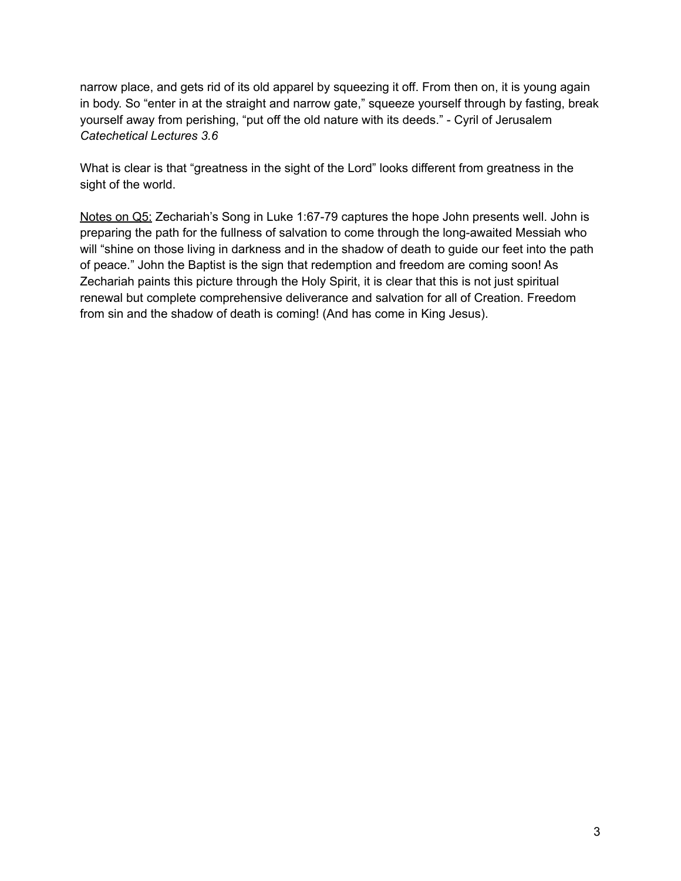narrow place, and gets rid of its old apparel by squeezing it off. From then on, it is young again in body. So "enter in at the straight and narrow gate," squeeze yourself through by fasting, break yourself away from perishing, "put off the old nature with its deeds." - Cyril of Jerusalem *Catechetical Lectures 3.6*

What is clear is that "greatness in the sight of the Lord" looks different from greatness in the sight of the world.

<u>Notes on Q5:</u> Zechariah's Song in Luke 1:67-79 captures the hope John presents well. John is preparing the path for the fullness of salvation to come through the long-awaited Messiah who will "shine on those living in darkness and in the shadow of death to guide our feet into the path of peace." John the Baptist is the sign that redemption and freedom are coming soon! As Zechariah paints this picture through the Holy Spirit, it is clear that this is not just spiritual renewal but complete comprehensive deliverance and salvation for all of Creation. Freedom from sin and the shadow of death is coming! (And has come in King Jesus).